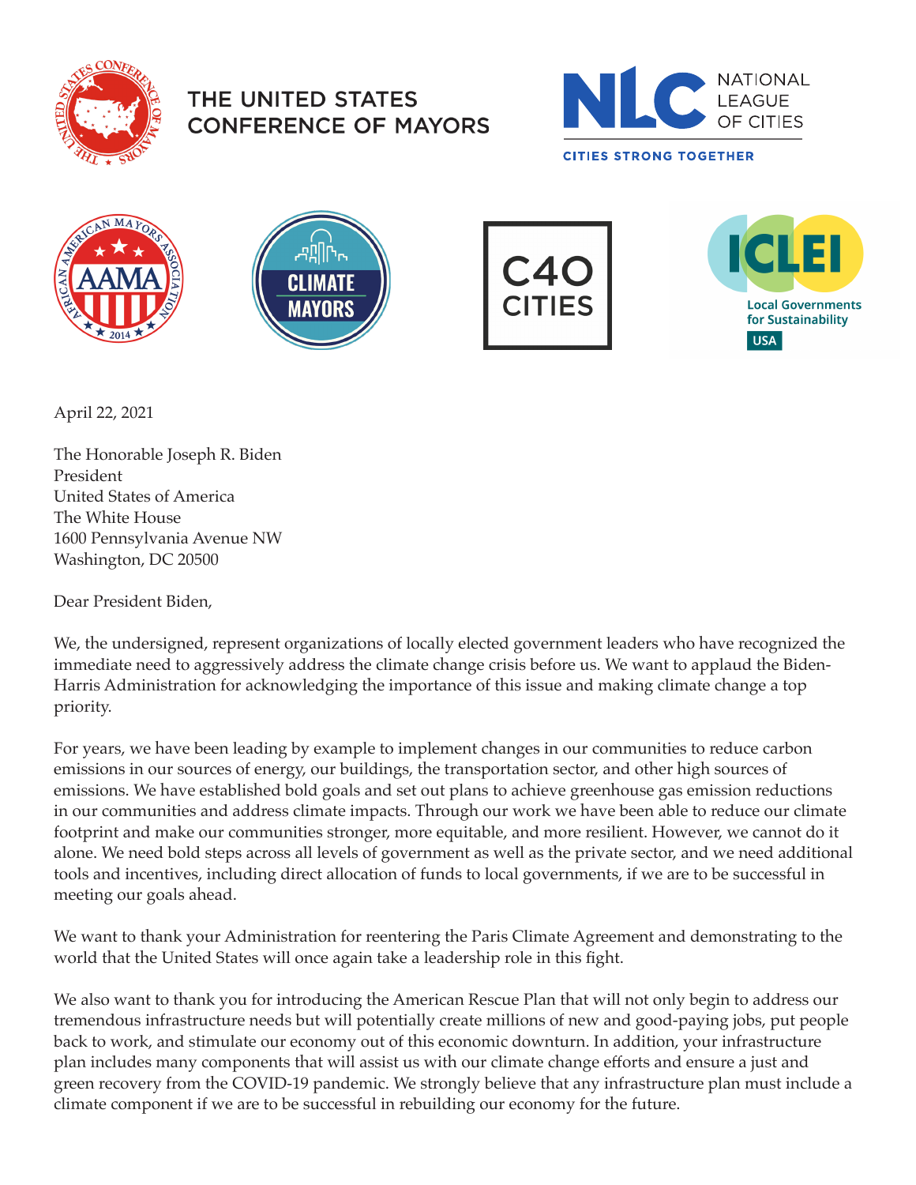THE UNITED STATES CONFERENCE OF MAYORS

NATIONAL LEAGUE OF CITIES — CITIES STRONG TOGETHER

AAMA — African American Mayors Association

CLIMATE MAYORS

C40 CITIES

ICLEI — Local Governments for Sustainability USA

April 22, 2021

The Honorable Joseph R. Biden
President
United States of America
The White House
1600 Pennsylvania Avenue NW
Washington, DC 20500

Dear President Biden,

We, the undersigned, represent organizations of locally elected government leaders who have recognized the immediate need to aggressively address the climate change crisis before us. We want to applaud the Biden-Harris Administration for acknowledging the importance of this issue and making climate change a top priority.

For years, we have been leading by example to implement changes in our communities to reduce carbon emissions in our sources of energy, our buildings, the transportation sector, and other high sources of emissions. We have established bold goals and set out plans to achieve greenhouse gas emission reductions in our communities and address climate impacts. Through our work we have been able to reduce our climate footprint and make our communities stronger, more equitable, and more resilient. However, we cannot do it alone. We need bold steps across all levels of government as well as the private sector, and we need additional tools and incentives, including direct allocation of funds to local governments, if we are to be successful in meeting our goals ahead.

We want to thank your Administration for reentering the Paris Climate Agreement and demonstrating to the world that the United States will once again take a leadership role in this fight.

We also want to thank you for introducing the American Rescue Plan that will not only begin to address our tremendous infrastructure needs but will potentially create millions of new and good-paying jobs, put people back to work, and stimulate our economy out of this economic downturn. In addition, your infrastructure plan includes many components that will assist us with our climate change efforts and ensure a just and green recovery from the COVID-19 pandemic. We strongly believe that any infrastructure plan must include a climate component if we are to be successful in rebuilding our economy for the future.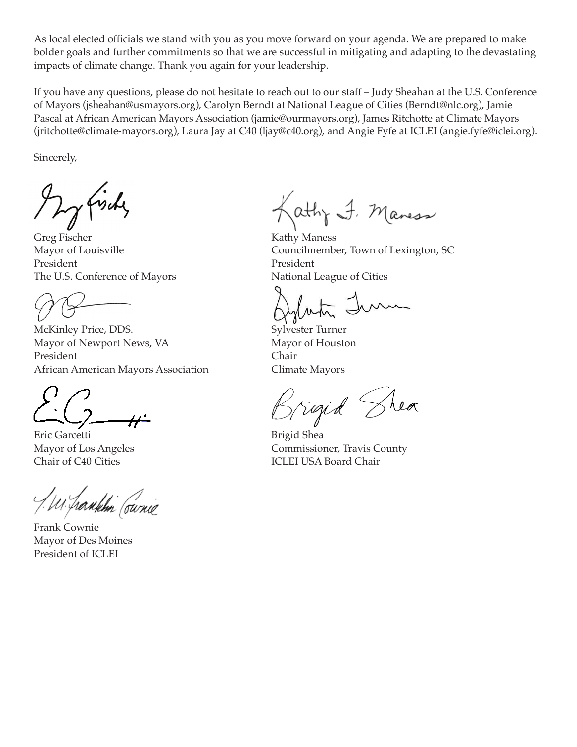As local elected officials we stand with you as you move forward on your agenda. We are prepared to make bolder goals and further commitments so that we are successful in mitigating and adapting to the devastating impacts of climate change. Thank you again for your leadership.

If you have any questions, please do not hesitate to reach out to our staff – Judy Sheahan at the U.S. Conference of Mayors (jsheahan@usmayors.org), Carolyn Berndt at National League of Cities (Berndt@nlc.org), Jamie Pascal at African American Mayors Association (jamie@ourmayors.org), James Ritchotte at Climate Mayors (jritchotte@climate-mayors.org), Laura Jay at C40 (ljay@c40.org), and Angie Fyfe at ICLEI (angie.fyfe@iclei.org).

Sincerely,

Greg Fischer
Mayor of Louisville
President
The U.S. Conference of Mayors

Kathy Maness
Councilmember, Town of Lexington, SC
President
National League of Cities

McKinley Price, DDS.
Mayor of Newport News, VA
President
African American Mayors Association

Sylvester Turner
Mayor of Houston
Chair
Climate Mayors

Eric Garcetti
Mayor of Los Angeles
Chair of C40 Cities

Brigid Shea
Commissioner, Travis County
ICLEI USA Board Chair

Frank Cownie
Mayor of Des Moines
President of ICLEI